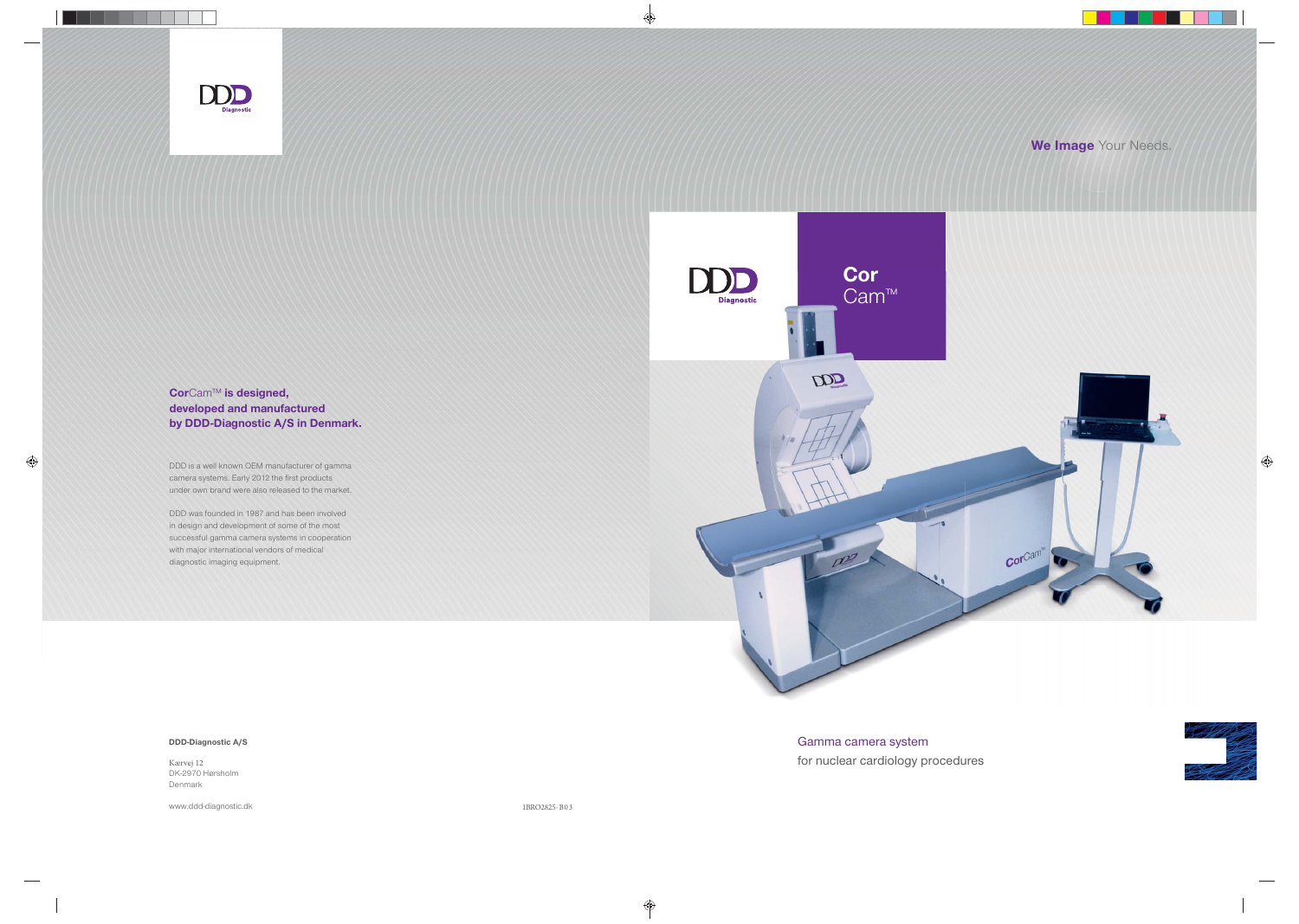DDD Diagnostic

**We Image** Your Needs.

# **Cor** Cam™

**Cor**Cam™ **is designed, developed and manufactured by DDD-Diagnostic A/S in Denmark.**

DDD is a well known OEM manufacturer of gamma camera systems. Early 2012 the first products under own brand were also released to the market.

DDD was founded in 1987 and has been involved in design and development of some of the most successful gamma camera systems in cooperation with major international vendors of medical diagnostic imaging equipment.

Gamma camera system
for nuclear cardiology procedures

**DDD-Diagnostic A/S**

Kærvej 12
DK-2970 Hørsholm
Denmark

www.ddd-diagnostic.dk

1BRO2825-B03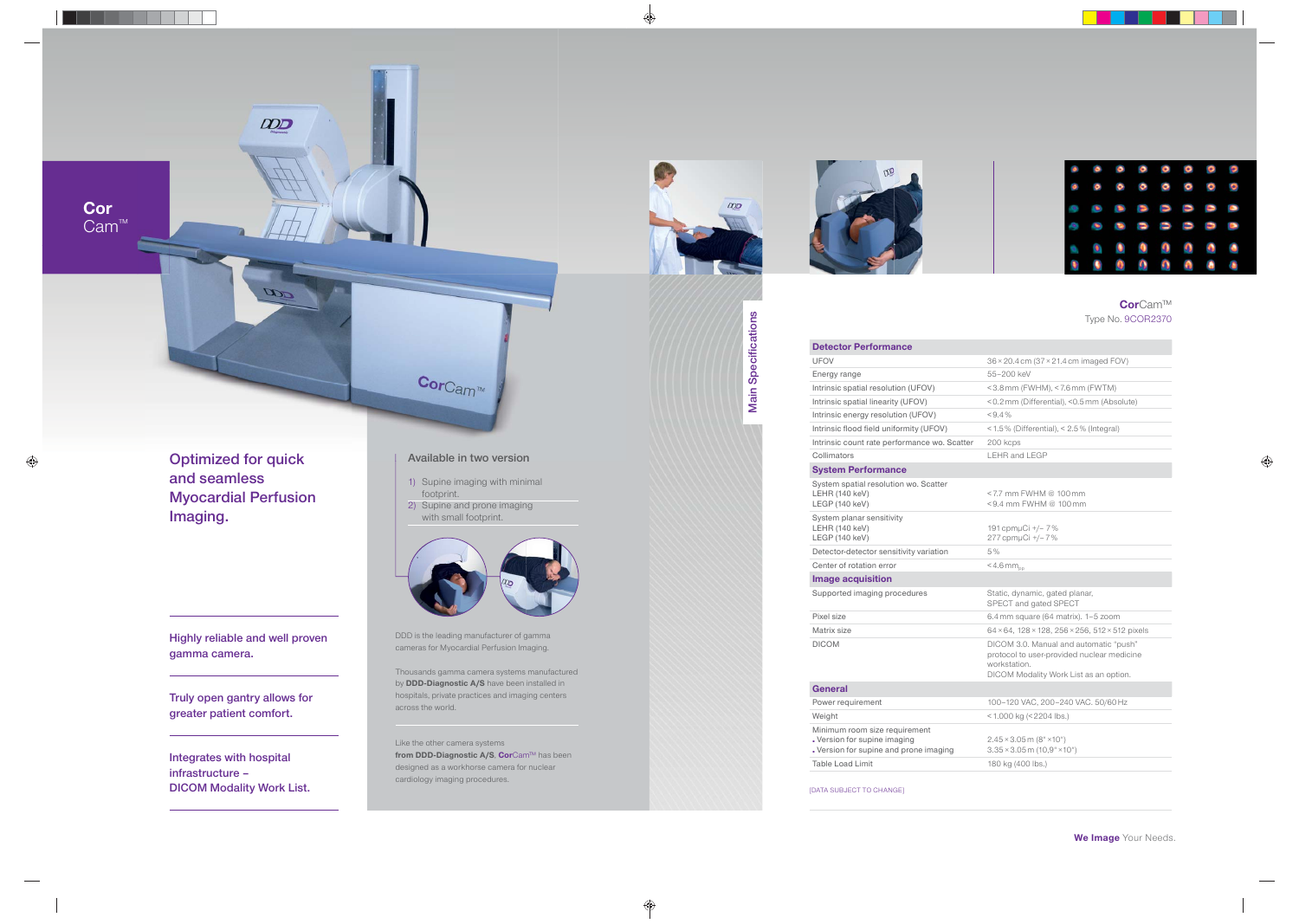# **Cor** Cam™

## Optimized for quick and seamless Myocardial Perfusion Imaging.

Highly reliable and well proven gamma camera.

Truly open gantry allows for greater patient comfort.

Integrates with hospital infrastructure – DICOM Modality Work List.

### Available in two version

1) Supine imaging with minimal footprint.
2) Supine and prone imaging with small footprint.

DDD is the leading manufacturer of gamma cameras for Myocardial Perfusion Imaging.

Thousands gamma camera systems manufactured by **DDD-Diagnostic A/S** have been installed in hospitals, private practices and imaging centers across the world.

Like the other camera systems **from DDD-Diagnostic A/S**, **Cor**Cam™ has been designed as a workhorse camera for nuclear cardiology imaging procedures.

## Main Specifications

**Cor**Cam™
Type No. 9COR2370

| | |
|---|---|
| **Detector Performance** | |
| UFOV | 36 × 20.4 cm (37 × 21.4 cm imaged FOV) |
| Energy range | 55–200 keV |
| Intrinsic spatial resolution (UFOV) | < 3.8 mm (FWHM), < 7.6 mm (FWTM) |
| Intrinsic spatial linearity (UFOV) | < 0.2 mm (Differential), < 0.5 mm (Absolute) |
| Intrinsic energy resolution (UFOV) | < 9.4 % |
| Intrinsic flood field uniformity (UFOV) | < 1.5 % (Differential), < 2.5 % (Integral) |
| Intrinsic count rate performance wo. Scatter | 200 kcps |
| Collimators | LEHR and LEGP |
| **System Performance** | |
| System spatial resolution wo. Scatter<br>LEHR (140 keV)<br>LEGP (140 keV) | <br>< 7.7 mm FWHM @ 100 mm<br>< 9.4 mm FWHM @ 100 mm |
| System planar sensitivity<br>LEHR (140 keV)<br>LEGP (140 keV) | <br>191 cpmμCi +/− 7 %<br>277 cpmμCi +/− 7 % |
| Detector-detector sensitivity variation | 5 % |
| Center of rotation error | < 4.6 $mm_{pp}$ |
| **Image acquisition** | |
| Supported imaging procedures | Static, dynamic, gated planar, SPECT and gated SPECT |
| Pixel size | 6.4 mm square (64 matrix). 1–5 zoom |
| Matrix size | 64 × 64, 128 × 128, 256 × 256, 512 × 512 pixels |
| DICOM | DICOM 3.0. Manual and automatic "push" protocol to user-provided nuclear medicine workstation.<br>DICOM Modality Work List as an option. |
| **General** | |
| Power requirement | 100–120 VAC, 200–240 VAC, 50/60 Hz |
| Weight | < 1.000 kg (< 2204 lbs.) |
| Minimum room size requirement<br>• Version for supine imaging<br>• Version for supine and prone imaging | <br>2.45 × 3.05 m (8" × 10")<br>3.35 × 3.05 m (10,9" × 10") |
| Table Load Limit | 180 kg (400 lbs.) |

[DATA SUBJECT TO CHANGE]

**We Image** Your Needs.